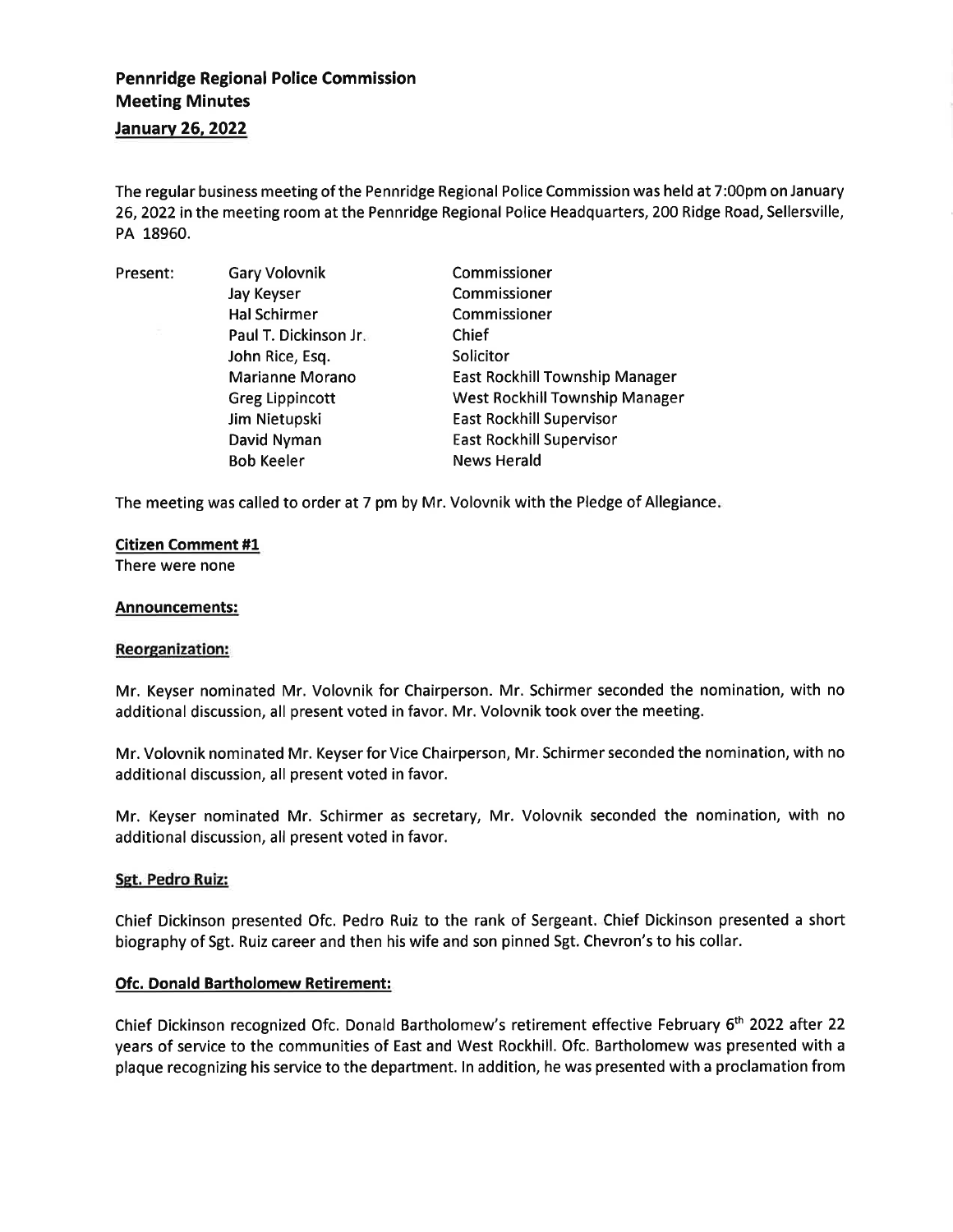# Pennridge Regional Police Commission
## Meeting Minutes
## January 26, 2022

The regular business meeting of the Pennridge Regional Police Commission was held at 7:00pm on January 26, 2022 in the meeting room at the Pennridge Regional Police Headquarters, 200 Ridge Road, Sellersville, PA 18960.

| Present: | | |
|---|---|---|
| | Gary Volovnik | Commissioner |
| | Jay Keyser | Commissioner |
| | Hal Schirmer | Commissioner |
| | Paul T. Dickinson Jr. | Chief |
| | John Rice, Esq. | Solicitor |
| | Marianne Morano | East Rockhill Township Manager |
| | Greg Lippincott | West Rockhill Township Manager |
| | Jim Nietupski | East Rockhill Supervisor |
| | David Nyman | East Rockhill Supervisor |
| | Bob Keeler | News Herald |

The meeting was called to order at 7 pm by Mr. Volovnik with the Pledge of Allegiance.

**Citizen Comment #1**

There were none

**Announcements:**

**Reorganization:**

Mr. Keyser nominated Mr. Volovnik for Chairperson. Mr. Schirmer seconded the nomination, with no additional discussion, all present voted in favor. Mr. Volovnik took over the meeting.

Mr. Volovnik nominated Mr. Keyser for Vice Chairperson, Mr. Schirmer seconded the nomination, with no additional discussion, all present voted in favor.

Mr. Keyser nominated Mr. Schirmer as secretary, Mr. Volovnik seconded the nomination, with no additional discussion, all present voted in favor.

**Sgt. Pedro Ruiz:**

Chief Dickinson presented Ofc. Pedro Ruiz to the rank of Sergeant. Chief Dickinson presented a short biography of Sgt. Ruiz career and then his wife and son pinned Sgt. Chevron's to his collar.

**Ofc. Donald Bartholomew Retirement:**

Chief Dickinson recognized Ofc. Donald Bartholomew's retirement effective February 6th 2022 after 22 years of service to the communities of East and West Rockhill. Ofc. Bartholomew was presented with a plaque recognizing his service to the department. In addition, he was presented with a proclamation from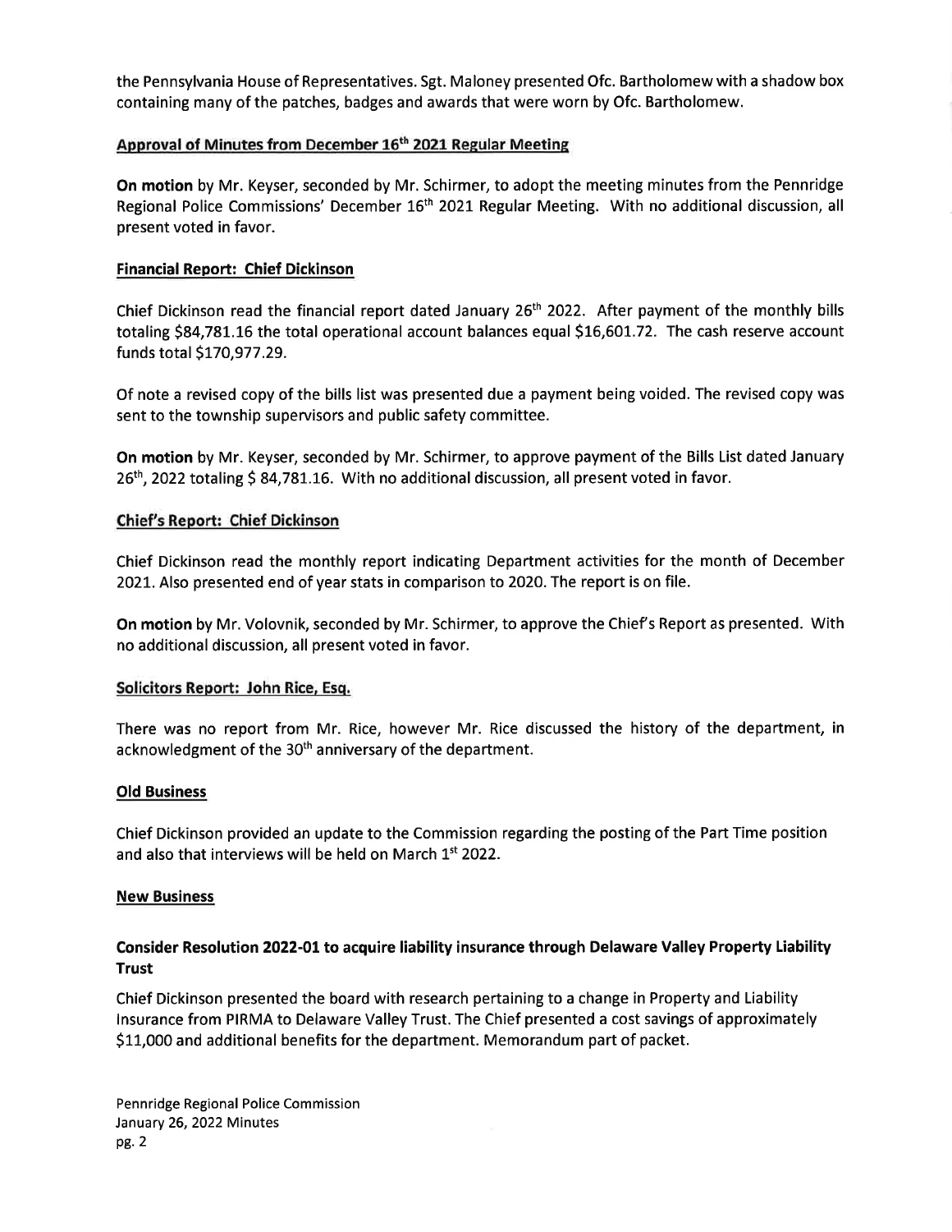the Pennsylvania House of Representatives. Sgt. Maloney presented Ofc. Bartholomew with a shadow box containing many of the patches, badges and awards that were worn by Ofc. Bartholomew.

**Approval of Minutes from December 16th 2021 Regular Meeting**

**On motion** by Mr. Keyser, seconded by Mr. Schirmer, to adopt the meeting minutes from the Pennridge Regional Police Commissions' December 16th 2021 Regular Meeting. With no additional discussion, all present voted in favor.

**Financial Report: Chief Dickinson**

Chief Dickinson read the financial report dated January 26th 2022. After payment of the monthly bills totaling $84,781.16 the total operational account balances equal $16,601.72. The cash reserve account funds total $170,977.29.

Of note a revised copy of the bills list was presented due a payment being voided. The revised copy was sent to the township supervisors and public safety committee.

**On motion** by Mr. Keyser, seconded by Mr. Schirmer, to approve payment of the Bills List dated January 26th, 2022 totaling $ 84,781.16. With no additional discussion, all present voted in favor.

**Chief's Report: Chief Dickinson**

Chief Dickinson read the monthly report indicating Department activities for the month of December 2021. Also presented end of year stats in comparison to 2020. The report is on file.

**On motion** by Mr. Volovnik, seconded by Mr. Schirmer, to approve the Chief's Report as presented. With no additional discussion, all present voted in favor.

**Solicitors Report: John Rice, Esq.**

There was no report from Mr. Rice, however Mr. Rice discussed the history of the department, in acknowledgment of the 30th anniversary of the department.

**Old Business**

Chief Dickinson provided an update to the Commission regarding the posting of the Part Time position and also that interviews will be held on March 1st 2022.

**New Business**

**Consider Resolution 2022-01 to acquire liability insurance through Delaware Valley Property Liability Trust**

Chief Dickinson presented the board with research pertaining to a change in Property and Liability Insurance from PIRMA to Delaware Valley Trust. The Chief presented a cost savings of approximately $11,000 and additional benefits for the department. Memorandum part of packet.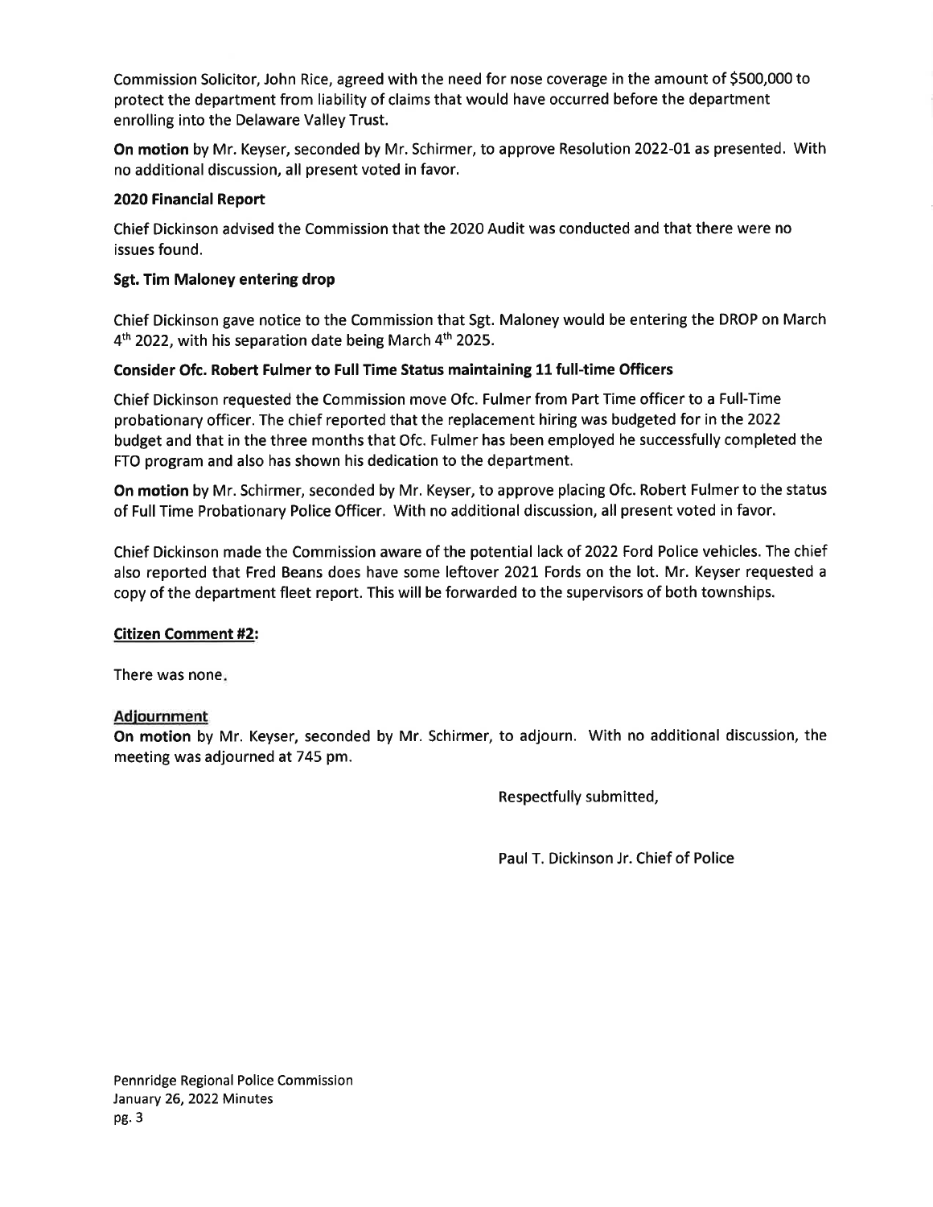Commission Solicitor, John Rice, agreed with the need for nose coverage in the amount of $500,000 to protect the department from liability of claims that would have occurred before the department enrolling into the Delaware Valley Trust.

**On motion** by Mr. Keyser, seconded by Mr. Schirmer, to approve Resolution 2022-01 as presented. With no additional discussion, all present voted in favor.

**2020 Financial Report**

Chief Dickinson advised the Commission that the 2020 Audit was conducted and that there were no issues found.

**Sgt. Tim Maloney entering drop**

Chief Dickinson gave notice to the Commission that Sgt. Maloney would be entering the DROP on March 4th 2022, with his separation date being March 4th 2025.

**Consider Ofc. Robert Fulmer to Full Time Status maintaining 11 full-time Officers**

Chief Dickinson requested the Commission move Ofc. Fulmer from Part Time officer to a Full-Time probationary officer. The chief reported that the replacement hiring was budgeted for in the 2022 budget and that in the three months that Ofc. Fulmer has been employed he successfully completed the FTO program and also has shown his dedication to the department.

**On motion** by Mr. Schirmer, seconded by Mr. Keyser, to approve placing Ofc. Robert Fulmer to the status of Full Time Probationary Police Officer. With no additional discussion, all present voted in favor.

Chief Dickinson made the Commission aware of the potential lack of 2022 Ford Police vehicles. The chief also reported that Fred Beans does have some leftover 2021 Fords on the lot. Mr. Keyser requested a copy of the department fleet report. This will be forwarded to the supervisors of both townships.

**Citizen Comment #2:**

There was none.

**Adjournment**

**On motion** by Mr. Keyser, seconded by Mr. Schirmer, to adjourn. With no additional discussion, the meeting was adjourned at 745 pm.

Respectfully submitted,

Paul T. Dickinson Jr. Chief of Police